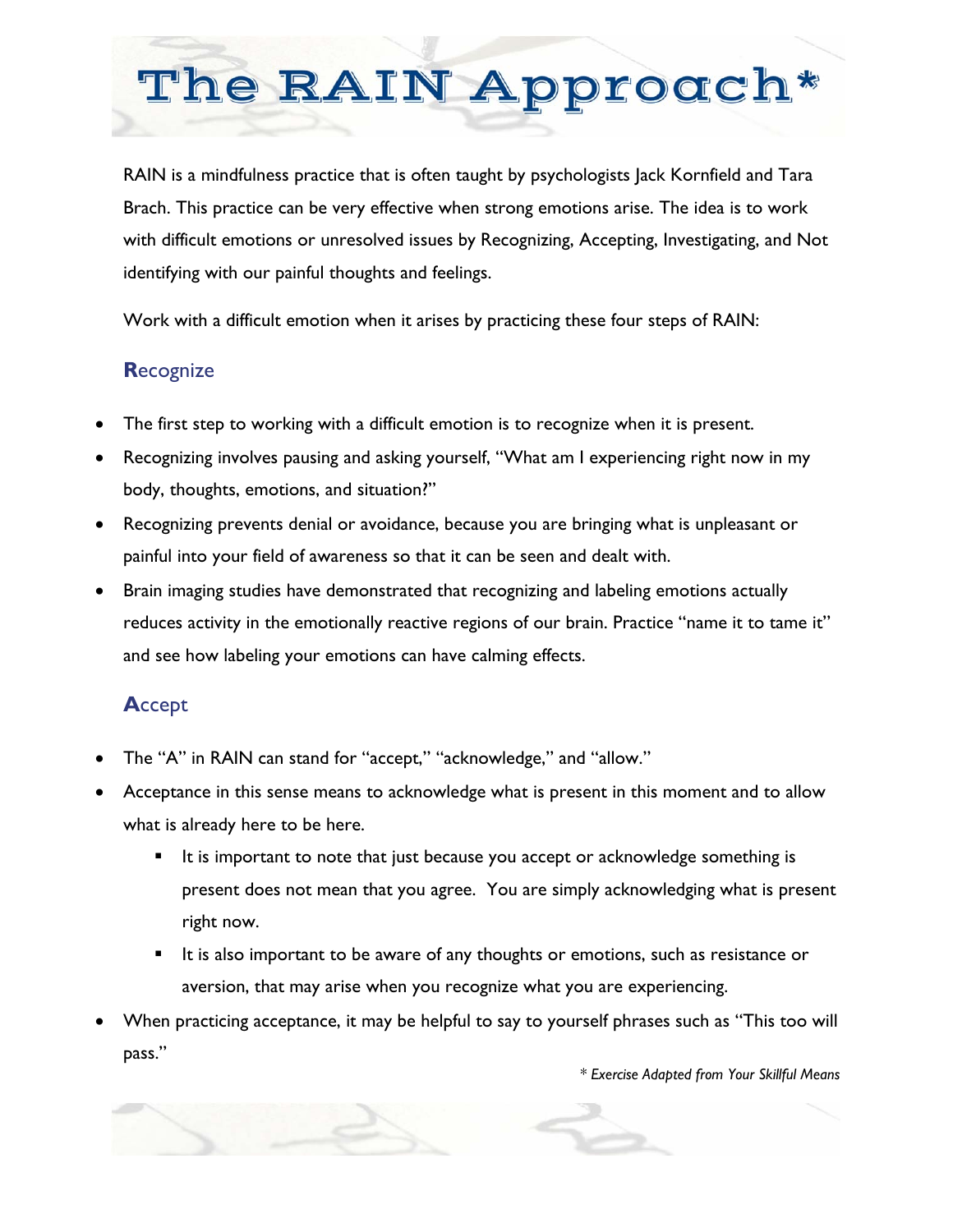# The RAIN Approach*

RAIN is a mindfulness practice that is often taught by psychologists Jack Kornfield and Tara Brach. This practice can be very effective when strong emotions arise. The idea is to work with difficult emotions or unresolved issues by Recognizing, Accepting, Investigating, and Not identifying with our painful thoughts and feelings.

Work with a difficult emotion when it arises by practicing these four steps of RAIN:

## Recognize

- The first step to working with a difficult emotion is to recognize when it is present.
- Recognizing involves pausing and asking yourself, "What am I experiencing right now in my body, thoughts, emotions, and situation?"
- Recognizing prevents denial or avoidance, because you are bringing what is unpleasant or painful into your field of awareness so that it can be seen and dealt with.
- Brain imaging studies have demonstrated that recognizing and labeling emotions actually reduces activity in the emotionally reactive regions of our brain. Practice "name it to tame it" and see how labeling your emotions can have calming effects.

## Accept

- The "A" in RAIN can stand for "accept," "acknowledge," and "allow."
- Acceptance in this sense means to acknowledge what is present in this moment and to allow what is already here to be here.
  - It is important to note that just because you accept or acknowledge something is present does not mean that you agree. You are simply acknowledging what is present right now.
  - It is also important to be aware of any thoughts or emotions, such as resistance or aversion, that may arise when you recognize what you are experiencing.
- When practicing acceptance, it may be helpful to say to yourself phrases such as "This too will pass."

*\* Exercise Adapted from Your Skillful Means*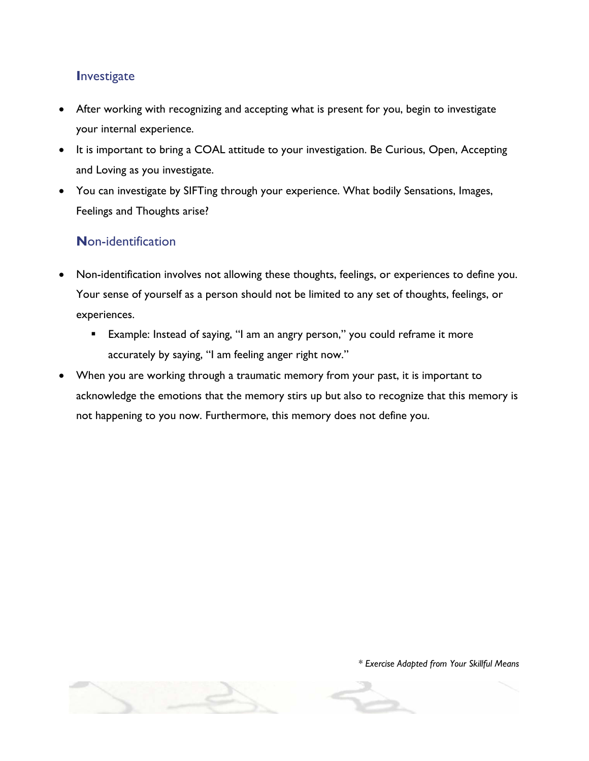## Investigate

- After working with recognizing and accepting what is present for you, begin to investigate your internal experience.
- It is important to bring a COAL attitude to your investigation. Be Curious, Open, Accepting and Loving as you investigate.
- You can investigate by SIFTing through your experience. What bodily Sensations, Images, Feelings and Thoughts arise?

## Non-identification

- Non-identification involves not allowing these thoughts, feelings, or experiences to define you. Your sense of yourself as a person should not be limited to any set of thoughts, feelings, or experiences.
  - Example: Instead of saying, "I am an angry person," you could reframe it more accurately by saying, "I am feeling anger right now."
- When you are working through a traumatic memory from your past, it is important to acknowledge the emotions that the memory stirs up but also to recognize that this memory is not happening to you now. Furthermore, this memory does not define you.

*\* Exercise Adapted from Your Skillful Means*